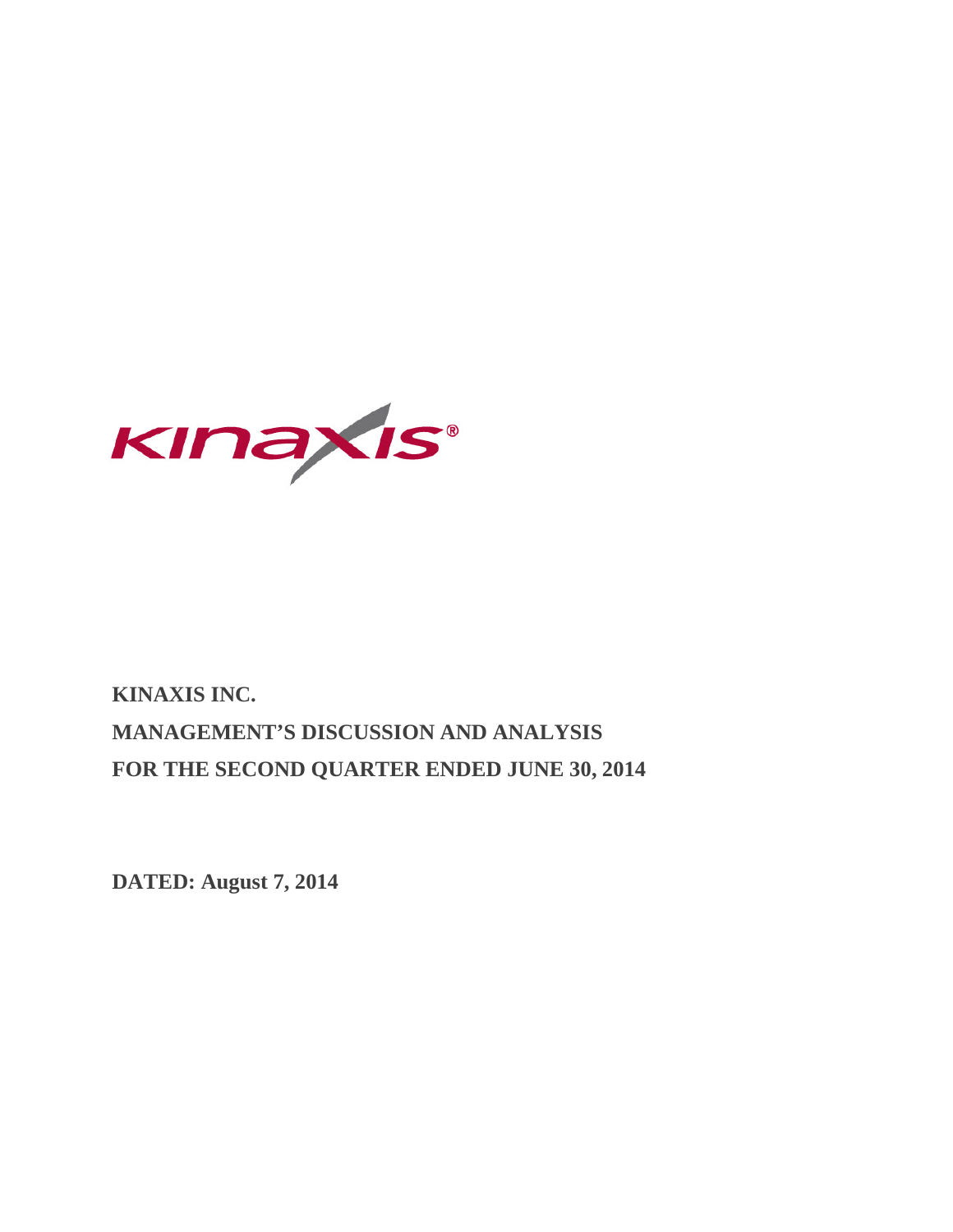**KINAXIS INC.**

**MANAGEMENT'S DISCUSSION AND ANALYSIS**

**FOR THE SECOND QUARTER ENDED JUNE 30, 2014**

**DATED: August 7, 2014**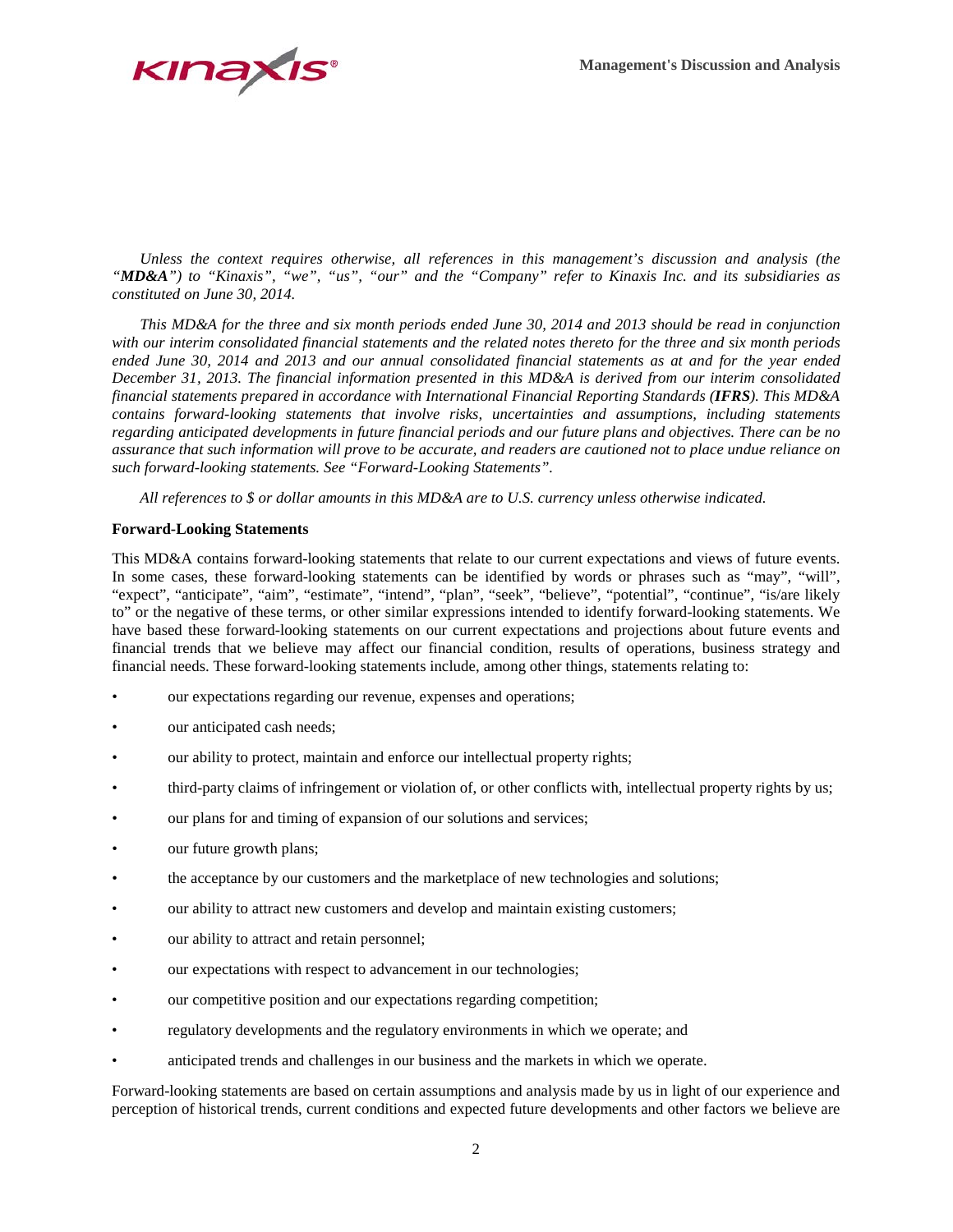*Unless the context requires otherwise, all references in this management's discussion and analysis (the "**MD&A**") to "Kinaxis", "we", "us", "our" and the "Company" refer to Kinaxis Inc. and its subsidiaries as constituted on June 30, 2014.*

*This MD&A for the three and six month periods ended June 30, 2014 and 2013 should be read in conjunction with our interim consolidated financial statements and the related notes thereto for the three and six month periods ended June 30, 2014 and 2013 and our annual consolidated financial statements as at and for the year ended December 31, 2013. The financial information presented in this MD&A is derived from our interim consolidated financial statements prepared in accordance with International Financial Reporting Standards (**IFRS**). This MD&A contains forward-looking statements that involve risks, uncertainties and assumptions, including statements regarding anticipated developments in future financial periods and our future plans and objectives. There can be no assurance that such information will prove to be accurate, and readers are cautioned not to place undue reliance on such forward-looking statements. See "Forward-Looking Statements".*

*All references to $ or dollar amounts in this MD&A are to U.S. currency unless otherwise indicated.*

**Forward-Looking Statements**

This MD&A contains forward-looking statements that relate to our current expectations and views of future events. In some cases, these forward-looking statements can be identified by words or phrases such as "may", "will", "expect", "anticipate", "aim", "estimate", "intend", "plan", "seek", "believe", "potential", "continue", "is/are likely to" or the negative of these terms, or other similar expressions intended to identify forward-looking statements. We have based these forward-looking statements on our current expectations and projections about future events and financial trends that we believe may affect our financial condition, results of operations, business strategy and financial needs. These forward-looking statements include, among other things, statements relating to:

- our expectations regarding our revenue, expenses and operations;
- our anticipated cash needs;
- our ability to protect, maintain and enforce our intellectual property rights;
- third-party claims of infringement or violation of, or other conflicts with, intellectual property rights by us;
- our plans for and timing of expansion of our solutions and services;
- our future growth plans;
- the acceptance by our customers and the marketplace of new technologies and solutions;
- our ability to attract new customers and develop and maintain existing customers;
- our ability to attract and retain personnel;
- our expectations with respect to advancement in our technologies;
- our competitive position and our expectations regarding competition;
- regulatory developments and the regulatory environments in which we operate; and
- anticipated trends and challenges in our business and the markets in which we operate.

Forward-looking statements are based on certain assumptions and analysis made by us in light of our experience and perception of historical trends, current conditions and expected future developments and other factors we believe are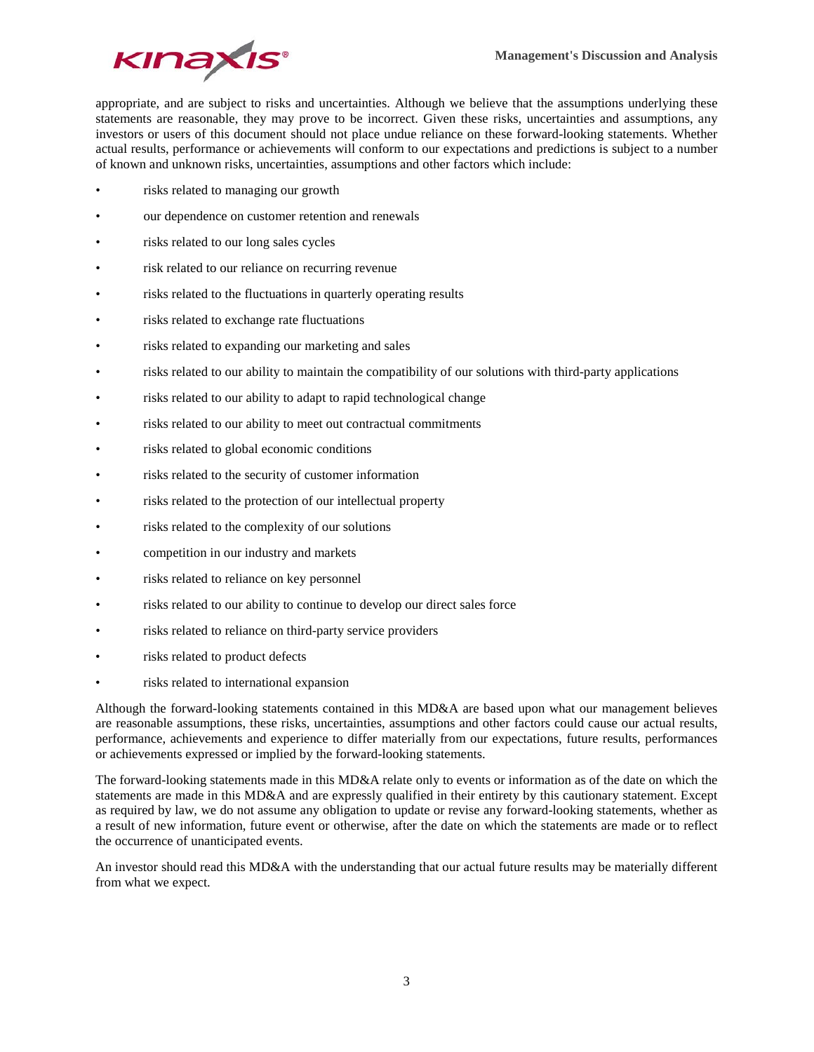appropriate, and are subject to risks and uncertainties. Although we believe that the assumptions underlying these statements are reasonable, they may prove to be incorrect. Given these risks, uncertainties and assumptions, any investors or users of this document should not place undue reliance on these forward-looking statements. Whether actual results, performance or achievements will conform to our expectations and predictions is subject to a number of known and unknown risks, uncertainties, assumptions and other factors which include:

- risks related to managing our growth
- our dependence on customer retention and renewals
- risks related to our long sales cycles
- risk related to our reliance on recurring revenue
- risks related to the fluctuations in quarterly operating results
- risks related to exchange rate fluctuations
- risks related to expanding our marketing and sales
- risks related to our ability to maintain the compatibility of our solutions with third-party applications
- risks related to our ability to adapt to rapid technological change
- risks related to our ability to meet out contractual commitments
- risks related to global economic conditions
- risks related to the security of customer information
- risks related to the protection of our intellectual property
- risks related to the complexity of our solutions
- competition in our industry and markets
- risks related to reliance on key personnel
- risks related to our ability to continue to develop our direct sales force
- risks related to reliance on third-party service providers
- risks related to product defects
- risks related to international expansion

Although the forward-looking statements contained in this MD&A are based upon what our management believes are reasonable assumptions, these risks, uncertainties, assumptions and other factors could cause our actual results, performance, achievements and experience to differ materially from our expectations, future results, performances or achievements expressed or implied by the forward-looking statements.

The forward-looking statements made in this MD&A relate only to events or information as of the date on which the statements are made in this MD&A and are expressly qualified in their entirety by this cautionary statement. Except as required by law, we do not assume any obligation to update or revise any forward-looking statements, whether as a result of new information, future event or otherwise, after the date on which the statements are made or to reflect the occurrence of unanticipated events.

An investor should read this MD&A with the understanding that our actual future results may be materially different from what we expect.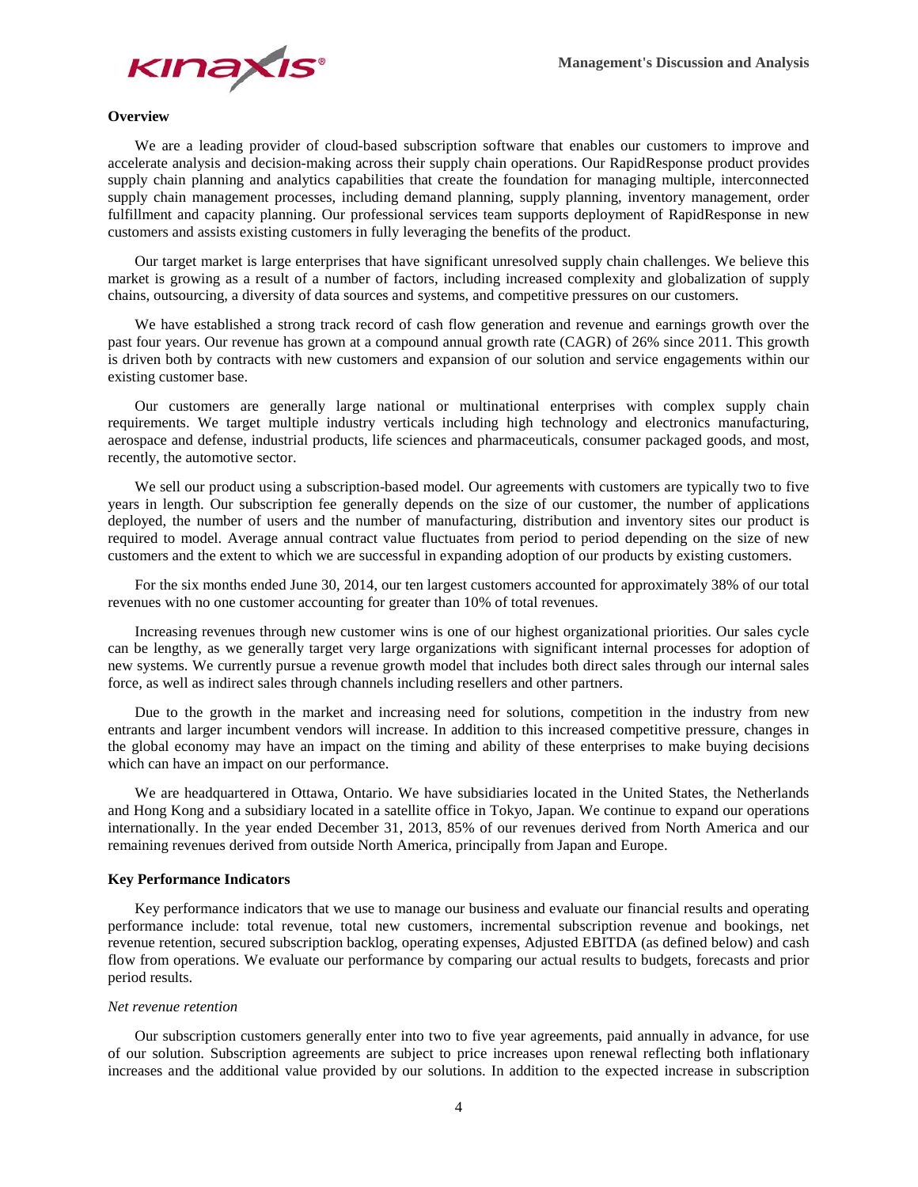## Overview

We are a leading provider of cloud-based subscription software that enables our customers to improve and accelerate analysis and decision-making across their supply chain operations. Our RapidResponse product provides supply chain planning and analytics capabilities that create the foundation for managing multiple, interconnected supply chain management processes, including demand planning, supply planning, inventory management, order fulfillment and capacity planning. Our professional services team supports deployment of RapidResponse in new customers and assists existing customers in fully leveraging the benefits of the product.

Our target market is large enterprises that have significant unresolved supply chain challenges. We believe this market is growing as a result of a number of factors, including increased complexity and globalization of supply chains, outsourcing, a diversity of data sources and systems, and competitive pressures on our customers.

We have established a strong track record of cash flow generation and revenue and earnings growth over the past four years. Our revenue has grown at a compound annual growth rate (CAGR) of 26% since 2011. This growth is driven both by contracts with new customers and expansion of our solution and service engagements within our existing customer base.

Our customers are generally large national or multinational enterprises with complex supply chain requirements. We target multiple industry verticals including high technology and electronics manufacturing, aerospace and defense, industrial products, life sciences and pharmaceuticals, consumer packaged goods, and most, recently, the automotive sector.

We sell our product using a subscription-based model. Our agreements with customers are typically two to five years in length. Our subscription fee generally depends on the size of our customer, the number of applications deployed, the number of users and the number of manufacturing, distribution and inventory sites our product is required to model. Average annual contract value fluctuates from period to period depending on the size of new customers and the extent to which we are successful in expanding adoption of our products by existing customers.

For the six months ended June 30, 2014, our ten largest customers accounted for approximately 38% of our total revenues with no one customer accounting for greater than 10% of total revenues.

Increasing revenues through new customer wins is one of our highest organizational priorities. Our sales cycle can be lengthy, as we generally target very large organizations with significant internal processes for adoption of new systems. We currently pursue a revenue growth model that includes both direct sales through our internal sales force, as well as indirect sales through channels including resellers and other partners.

Due to the growth in the market and increasing need for solutions, competition in the industry from new entrants and larger incumbent vendors will increase. In addition to this increased competitive pressure, changes in the global economy may have an impact on the timing and ability of these enterprises to make buying decisions which can have an impact on our performance.

We are headquartered in Ottawa, Ontario. We have subsidiaries located in the United States, the Netherlands and Hong Kong and a subsidiary located in a satellite office in Tokyo, Japan. We continue to expand our operations internationally. In the year ended December 31, 2013, 85% of our revenues derived from North America and our remaining revenues derived from outside North America, principally from Japan and Europe.

## Key Performance Indicators

Key performance indicators that we use to manage our business and evaluate our financial results and operating performance include: total revenue, total new customers, incremental subscription revenue and bookings, net revenue retention, secured subscription backlog, operating expenses, Adjusted EBITDA (as defined below) and cash flow from operations. We evaluate our performance by comparing our actual results to budgets, forecasts and prior period results.

*Net revenue retention*

Our subscription customers generally enter into two to five year agreements, paid annually in advance, for use of our solution. Subscription agreements are subject to price increases upon renewal reflecting both inflationary increases and the additional value provided by our solutions. In addition to the expected increase in subscription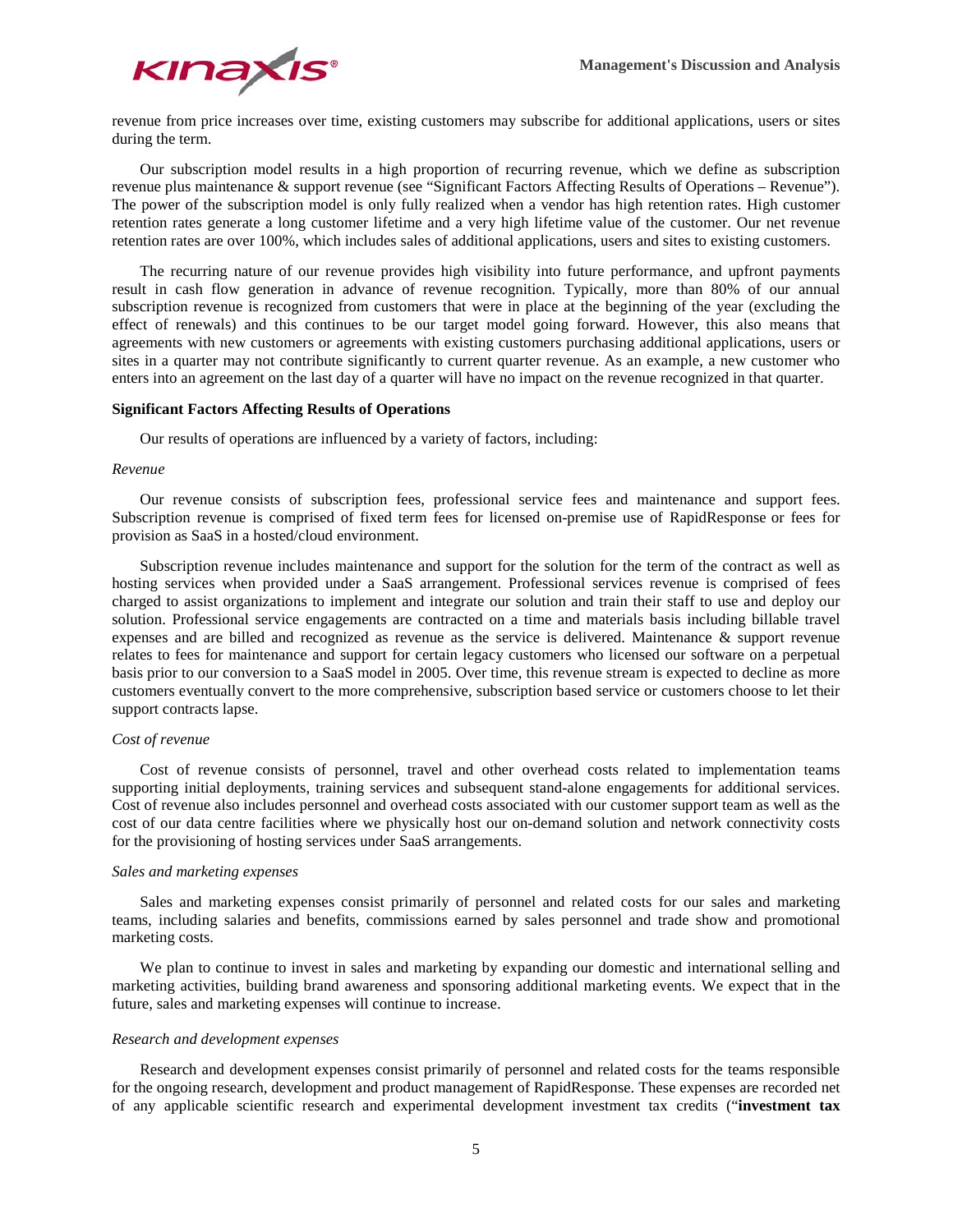revenue from price increases over time, existing customers may subscribe for additional applications, users or sites during the term.

Our subscription model results in a high proportion of recurring revenue, which we define as subscription revenue plus maintenance & support revenue (see "Significant Factors Affecting Results of Operations – Revenue"). The power of the subscription model is only fully realized when a vendor has high retention rates. High customer retention rates generate a long customer lifetime and a very high lifetime value of the customer. Our net revenue retention rates are over 100%, which includes sales of additional applications, users and sites to existing customers.

The recurring nature of our revenue provides high visibility into future performance, and upfront payments result in cash flow generation in advance of revenue recognition. Typically, more than 80% of our annual subscription revenue is recognized from customers that were in place at the beginning of the year (excluding the effect of renewals) and this continues to be our target model going forward. However, this also means that agreements with new customers or agreements with existing customers purchasing additional applications, users or sites in a quarter may not contribute significantly to current quarter revenue. As an example, a new customer who enters into an agreement on the last day of a quarter will have no impact on the revenue recognized in that quarter.

**Significant Factors Affecting Results of Operations**

Our results of operations are influenced by a variety of factors, including:

*Revenue*

Our revenue consists of subscription fees, professional service fees and maintenance and support fees. Subscription revenue is comprised of fixed term fees for licensed on-premise use of RapidResponse or fees for provision as SaaS in a hosted/cloud environment.

Subscription revenue includes maintenance and support for the solution for the term of the contract as well as hosting services when provided under a SaaS arrangement. Professional services revenue is comprised of fees charged to assist organizations to implement and integrate our solution and train their staff to use and deploy our solution. Professional service engagements are contracted on a time and materials basis including billable travel expenses and are billed and recognized as revenue as the service is delivered. Maintenance & support revenue relates to fees for maintenance and support for certain legacy customers who licensed our software on a perpetual basis prior to our conversion to a SaaS model in 2005. Over time, this revenue stream is expected to decline as more customers eventually convert to the more comprehensive, subscription based service or customers choose to let their support contracts lapse.

*Cost of revenue*

Cost of revenue consists of personnel, travel and other overhead costs related to implementation teams supporting initial deployments, training services and subsequent stand-alone engagements for additional services. Cost of revenue also includes personnel and overhead costs associated with our customer support team as well as the cost of our data centre facilities where we physically host our on-demand solution and network connectivity costs for the provisioning of hosting services under SaaS arrangements.

*Sales and marketing expenses*

Sales and marketing expenses consist primarily of personnel and related costs for our sales and marketing teams, including salaries and benefits, commissions earned by sales personnel and trade show and promotional marketing costs.

We plan to continue to invest in sales and marketing by expanding our domestic and international selling and marketing activities, building brand awareness and sponsoring additional marketing events. We expect that in the future, sales and marketing expenses will continue to increase.

*Research and development expenses*

Research and development expenses consist primarily of personnel and related costs for the teams responsible for the ongoing research, development and product management of RapidResponse. These expenses are recorded net of any applicable scientific research and experimental development investment tax credits ("**investment tax**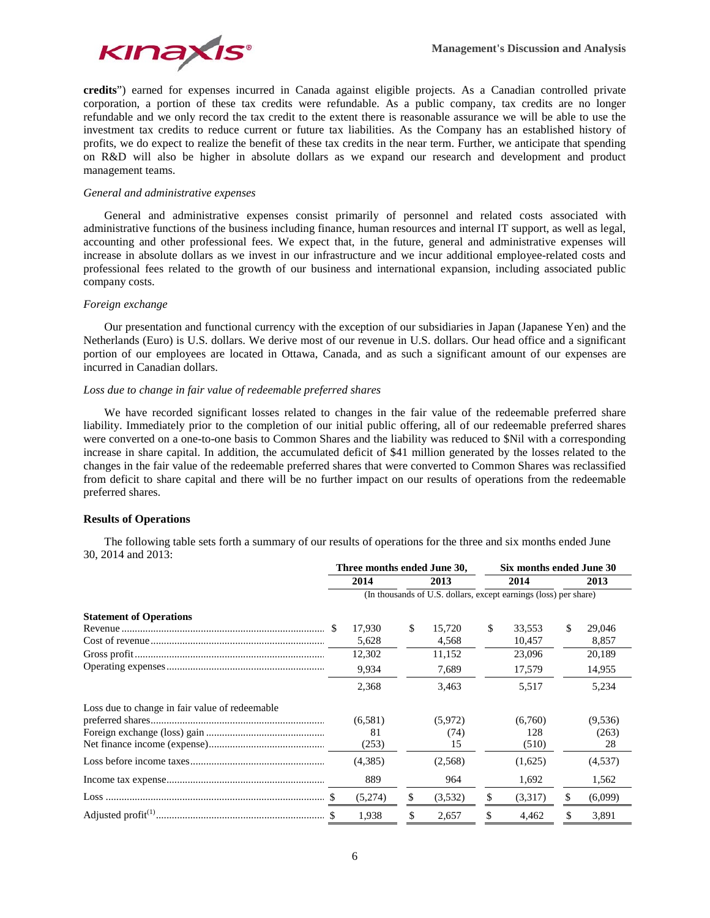**credits**") earned for expenses incurred in Canada against eligible projects. As a Canadian controlled private corporation, a portion of these tax credits were refundable. As a public company, tax credits are no longer refundable and we only record the tax credit to the extent there is reasonable assurance we will be able to use the investment tax credits to reduce current or future tax liabilities. As the Company has an established history of profits, we do expect to realize the benefit of these tax credits in the near term. Further, we anticipate that spending on R&D will also be higher in absolute dollars as we expand our research and development and product management teams.

*General and administrative expenses*

General and administrative expenses consist primarily of personnel and related costs associated with administrative functions of the business including finance, human resources and internal IT support, as well as legal, accounting and other professional fees. We expect that, in the future, general and administrative expenses will increase in absolute dollars as we invest in our infrastructure and we incur additional employee-related costs and professional fees related to the growth of our business and international expansion, including associated public company costs.

*Foreign exchange*

Our presentation and functional currency with the exception of our subsidiaries in Japan (Japanese Yen) and the Netherlands (Euro) is U.S. dollars. We derive most of our revenue in U.S. dollars. Our head office and a significant portion of our employees are located in Ottawa, Canada, and as such a significant amount of our expenses are incurred in Canadian dollars.

*Loss due to change in fair value of redeemable preferred shares*

We have recorded significant losses related to changes in the fair value of the redeemable preferred share liability. Immediately prior to the completion of our initial public offering, all of our redeemable preferred shares were converted on a one-to-one basis to Common Shares and the liability was reduced to $Nil with a corresponding increase in share capital. In addition, the accumulated deficit of $41 million generated by the losses related to the changes in the fair value of the redeemable preferred shares that were converted to Common Shares was reclassified from deficit to share capital and there will be no further impact on our results of operations from the redeemable preferred shares.

**Results of Operations**

The following table sets forth a summary of our results of operations for the three and six months ended June 30, 2014 and 2013:

| | Three months ended June 30, | | Six months ended June 30 | |
|---|---|---|---|---|
| | 2014 | 2013 | 2014 | 2013 |
| | (In thousands of U.S. dollars, except earnings (loss) per share) | | | |
| **Statement of Operations** | | | | |
| Revenue | $ 17,930 | $ 15,720 | $ 33,553 | $ 29,046 |
| Cost of revenue | 5,628 | 4,568 | 10,457 | 8,857 |
| Gross profit | 12,302 | 11,152 | 23,096 | 20,189 |
| Operating expenses | 9,934 | 7,689 | 17,579 | 14,955 |
| | 2,368 | 3,463 | 5,517 | 5,234 |
| Loss due to change in fair value of redeemable preferred shares | (6,581) | (5,972) | (6,760) | (9,536) |
| Foreign exchange (loss) gain | 81 | (74) | 128 | (263) |
| Net finance income (expense) | (253) | 15 | (510) | 28 |
| Loss before income taxes | (4,385) | (2,568) | (1,625) | (4,537) |
| Income tax expense | 889 | 964 | 1,692 | 1,562 |
| Loss | $ (5,274) | $ (3,532) | $ (3,317) | $ (6,099) |
| Adjusted profit(1) | $ 1,938 | $ 2,657 | $ 4,462 | $ 3,891 |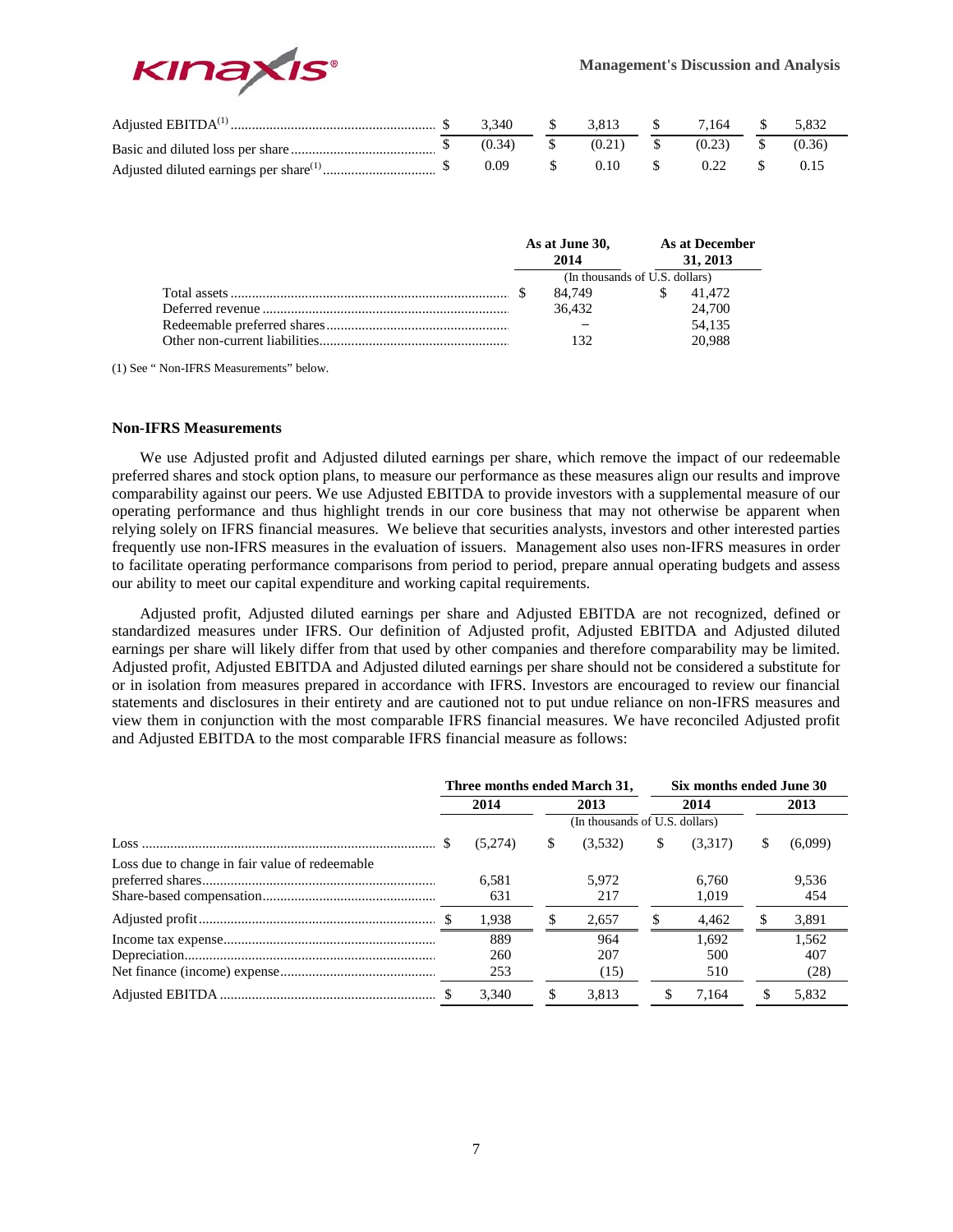| | | | | |
|---|---|---|---|---|
| Adjusted EBITDA[1] | $ 3,340 | $ 3,813 | $ 7,164 | $ 5,832 |
| Basic and diluted loss per share | $ (0.34) | $ (0.21) | $ (0.23) | $ (0.36) |
| Adjusted diluted earnings per share[1] | $ 0.09 | $ 0.10 | $ 0.22 | $ 0.15 |

| | As at June 30, 2014 | As at December 31, 2013 |
|---|---|---|
| | (In thousands of U.S. dollars) | |
| Total assets | $ 84,749 | $ 41,472 |
| Deferred revenue | 36,432 | 24,700 |
| Redeemable preferred shares | − | 54,135 |
| Other non-current liabilities | 132 | 20,988 |

(1) See " Non-IFRS Measurements" below.

### Non-IFRS Measurements

We use Adjusted profit and Adjusted diluted earnings per share, which remove the impact of our redeemable preferred shares and stock option plans, to measure our performance as these measures align our results and improve comparability against our peers. We use Adjusted EBITDA to provide investors with a supplemental measure of our operating performance and thus highlight trends in our core business that may not otherwise be apparent when relying solely on IFRS financial measures. We believe that securities analysts, investors and other interested parties frequently use non-IFRS measures in the evaluation of issuers. Management also uses non-IFRS measures in order to facilitate operating performance comparisons from period to period, prepare annual operating budgets and assess our ability to meet our capital expenditure and working capital requirements.

Adjusted profit, Adjusted diluted earnings per share and Adjusted EBITDA are not recognized, defined or standardized measures under IFRS. Our definition of Adjusted profit, Adjusted EBITDA and Adjusted diluted earnings per share will likely differ from that used by other companies and therefore comparability may be limited. Adjusted profit, Adjusted EBITDA and Adjusted diluted earnings per share should not be considered a substitute for or in isolation from measures prepared in accordance with IFRS. Investors are encouraged to review our financial statements and disclosures in their entirety and are cautioned not to put undue reliance on non-IFRS measures and view them in conjunction with the most comparable IFRS financial measures. We have reconciled Adjusted profit and Adjusted EBITDA to the most comparable IFRS financial measure as follows:

| | Three months ended March 31, | | Six months ended June 30 | |
|---|---|---|---|---|
| | 2014 | 2013 | 2014 | 2013 |
| | (In thousands of U.S. dollars) | | | |
| Loss | $ (5,274) | $ (3,532) | $ (3,317) | $ (6,099) |
| Loss due to change in fair value of redeemable preferred shares | 6,581 | 5,972 | 6,760 | 9,536 |
| Share-based compensation | 631 | 217 | 1,019 | 454 |
| Adjusted profit | $ 1,938 | $ 2,657 | $ 4,462 | $ 3,891 |
| Income tax expense | 889 | 964 | 1,692 | 1,562 |
| Depreciation | 260 | 207 | 500 | 407 |
| Net finance (income) expense | 253 | (15) | 510 | (28) |
| Adjusted EBITDA | $ 3,340 | $ 3,813 | $ 7,164 | $ 5,832 |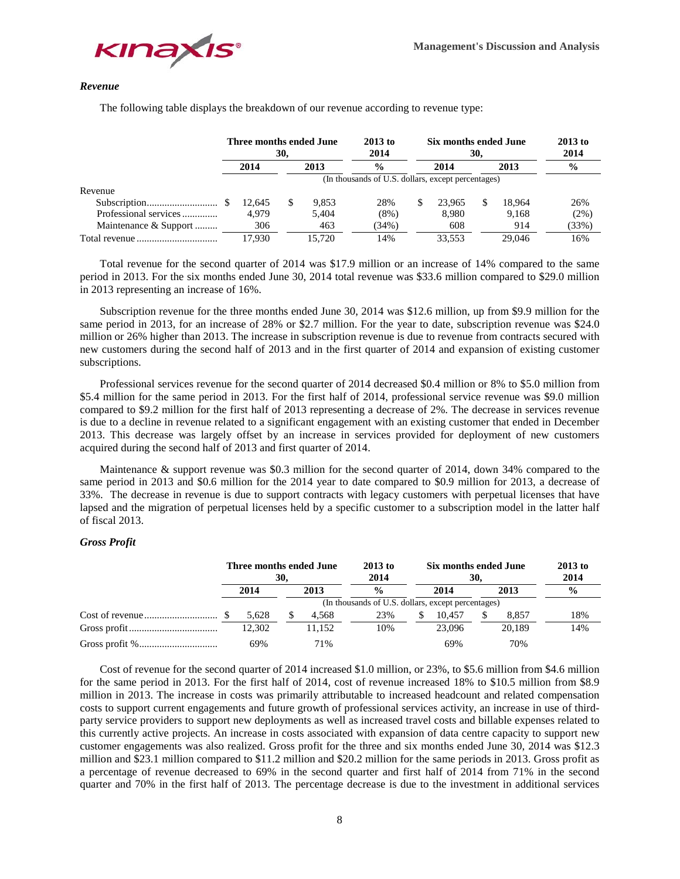### *Revenue*

The following table displays the breakdown of our revenue according to revenue type:

| | Three months ended June 30, | | 2013 to 2014 | Six months ended June 30, | | 2013 to 2014 |
|---|---|---|---|---|---|---|
| | 2014 | 2013 | % | 2014 | 2013 | % |
| | (In thousands of U.S. dollars, except percentages) | | | | | |
| Revenue | | | | | | |
| Subscription | $ 12,645 | $ 9,853 | 28% | $ 23,965 | $ 18,964 | 26% |
| Professional services | 4,979 | 5,404 | (8%) | 8,980 | 9,168 | (2%) |
| Maintenance & Support | 306 | 463 | (34%) | 608 | 914 | (33%) |
| Total revenue | 17,930 | 15,720 | 14% | 33,553 | 29,046 | 16% |

Total revenue for the second quarter of 2014 was $17.9 million or an increase of 14% compared to the same period in 2013. For the six months ended June 30, 2014 total revenue was $33.6 million compared to $29.0 million in 2013 representing an increase of 16%.

Subscription revenue for the three months ended June 30, 2014 was $12.6 million, up from $9.9 million for the same period in 2013, for an increase of 28% or $2.7 million. For the year to date, subscription revenue was $24.0 million or 26% higher than 2013. The increase in subscription revenue is due to revenue from contracts secured with new customers during the second half of 2013 and in the first quarter of 2014 and expansion of existing customer subscriptions.

Professional services revenue for the second quarter of 2014 decreased $0.4 million or 8% to $5.0 million from $5.4 million for the same period in 2013. For the first half of 2014, professional service revenue was $9.0 million compared to $9.2 million for the first half of 2013 representing a decrease of 2%. The decrease in services revenue is due to a decline in revenue related to a significant engagement with an existing customer that ended in December 2013. This decrease was largely offset by an increase in services provided for deployment of new customers acquired during the second half of 2013 and first quarter of 2014.

Maintenance & support revenue was $0.3 million for the second quarter of 2014, down 34% compared to the same period in 2013 and $0.6 million for the 2014 year to date compared to $0.9 million for 2013, a decrease of 33%. The decrease in revenue is due to support contracts with legacy customers with perpetual licenses that have lapsed and the migration of perpetual licenses held by a specific customer to a subscription model in the latter half of fiscal 2013.

### *Gross Profit*

| | Three months ended June 30, | | 2013 to 2014 | Six months ended June 30, | | 2013 to 2014 |
|---|---|---|---|---|---|---|
| | 2014 | 2013 | % | 2014 | 2013 | % |
| | (In thousands of U.S. dollars, except percentages) | | | | | |
| Cost of revenue | $ 5,628 | $ 4,568 | 23% | $ 10,457 | $ 8,857 | 18% |
| Gross profit | 12,302 | 11,152 | 10% | 23,096 | 20,189 | 14% |
| Gross profit % | 69% | 71% | | 69% | 70% | |

Cost of revenue for the second quarter of 2014 increased $1.0 million, or 23%, to $5.6 million from $4.6 million for the same period in 2013. For the first half of 2014, cost of revenue increased 18% to $10.5 million from $8.9 million in 2013. The increase in costs was primarily attributable to increased headcount and related compensation costs to support current engagements and future growth of professional services activity, an increase in use of third-party service providers to support new deployments as well as increased travel costs and billable expenses related to this currently active projects. An increase in costs associated with expansion of data centre capacity to support new customer engagements was also realized. Gross profit for the three and six months ended June 30, 2014 was $12.3 million and $23.1 million compared to $11.2 million and $20.2 million for the same periods in 2013. Gross profit as a percentage of revenue decreased to 69% in the second quarter and first half of 2014 from 71% in the second quarter and 70% in the first half of 2013. The percentage decrease is due to the investment in additional services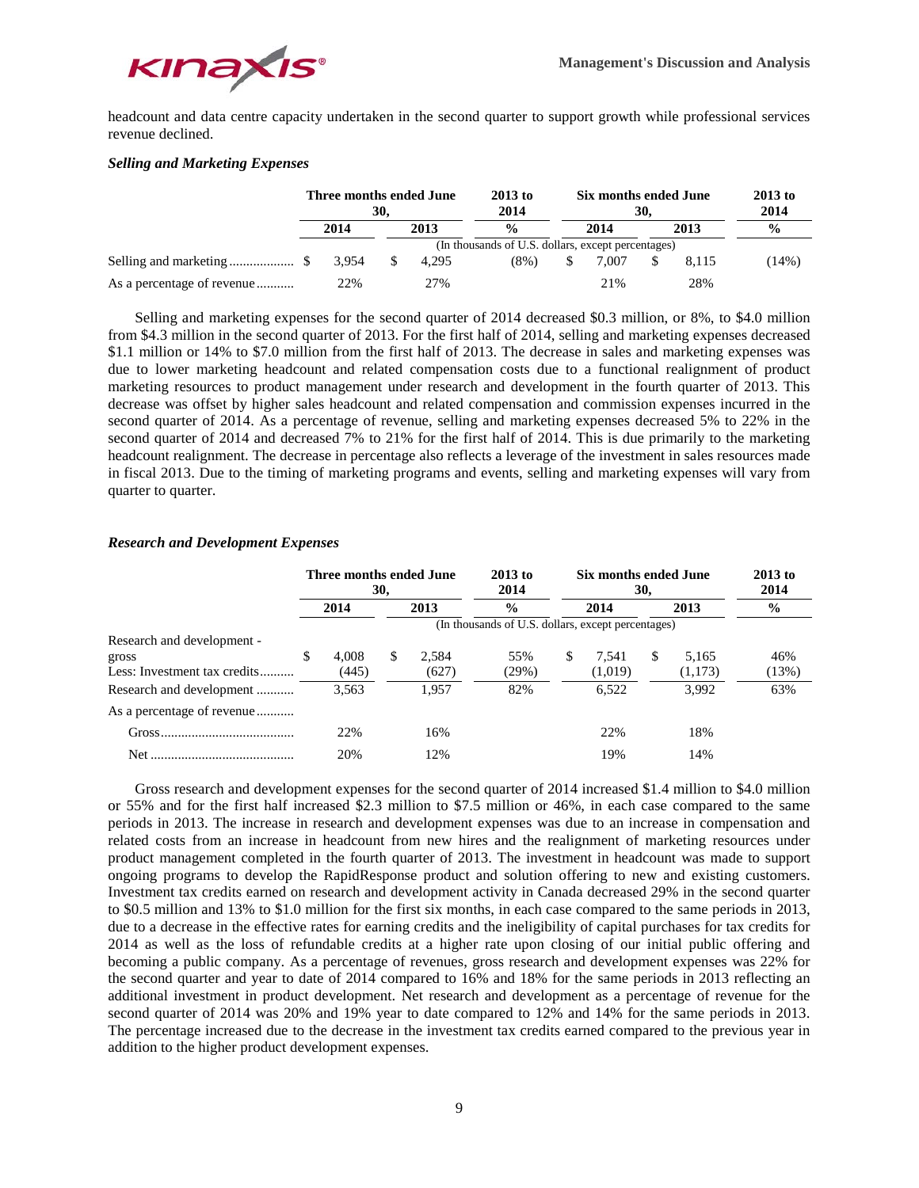headcount and data centre capacity undertaken in the second quarter to support growth while professional services revenue declined.

### *Selling and Marketing Expenses*

| | Three months ended June 30, | | 2013 to 2014 | Six months ended June 30, | | 2013 to 2014 |
|---|---|---|---|---|---|---|
| | 2014 | 2013 | % | 2014 | 2013 | % |
| | (In thousands of U.S. dollars, except percentages) | | | | | |
| Selling and marketing | $ 3,954 | $ 4,295 | (8%) | $ 7,007 | $ 8,115 | (14%) |
| As a percentage of revenue | 22% | 27% | | 21% | 28% | |

Selling and marketing expenses for the second quarter of 2014 decreased $0.3 million, or 8%, to $4.0 million from $4.3 million in the second quarter of 2013. For the first half of 2014, selling and marketing expenses decreased $1.1 million or 14% to $7.0 million from the first half of 2013. The decrease in sales and marketing expenses was due to lower marketing headcount and related compensation costs due to a functional realignment of product marketing resources to product management under research and development in the fourth quarter of 2013. This decrease was offset by higher sales headcount and related compensation and commission expenses incurred in the second quarter of 2014. As a percentage of revenue, selling and marketing expenses decreased 5% to 22% in the second quarter of 2014 and decreased 7% to 21% for the first half of 2014. This is due primarily to the marketing headcount realignment. The decrease in percentage also reflects a leverage of the investment in sales resources made in fiscal 2013. Due to the timing of marketing programs and events, selling and marketing expenses will vary from quarter to quarter.

### *Research and Development Expenses*

| | Three months ended June 30, | | 2013 to 2014 | Six months ended June 30, | | 2013 to 2014 |
|---|---|---|---|---|---|---|
| | 2014 | 2013 | % | 2014 | 2013 | % |
| | (In thousands of U.S. dollars, except percentages) | | | | | |
| Research and development - gross | $ 4,008 | $ 2,584 | 55% | $ 7,541 | $ 5,165 | 46% |
| Less: Investment tax credits | (445) | (627) | (29%) | (1,019) | (1,173) | (13%) |
| Research and development | 3,563 | 1,957 | 82% | 6,522 | 3,992 | 63% |
| As a percentage of revenue | | | | | | |
| Gross | 22% | 16% | | 22% | 18% | |
| Net | 20% | 12% | | 19% | 14% | |

Gross research and development expenses for the second quarter of 2014 increased $1.4 million to $4.0 million or 55% and for the first half increased $2.3 million to $7.5 million or 46%, in each case compared to the same periods in 2013. The increase in research and development expenses was due to an increase in compensation and related costs from an increase in headcount from new hires and the realignment of marketing resources under product management completed in the fourth quarter of 2013. The investment in headcount was made to support ongoing programs to develop the RapidResponse product and solution offering to new and existing customers. Investment tax credits earned on research and development activity in Canada decreased 29% in the second quarter to $0.5 million and 13% to $1.0 million for the first six months, in each case compared to the same periods in 2013, due to a decrease in the effective rates for earning credits and the ineligibility of capital purchases for tax credits for 2014 as well as the loss of refundable credits at a higher rate upon closing of our initial public offering and becoming a public company. As a percentage of revenues, gross research and development expenses was 22% for the second quarter and year to date of 2014 compared to 16% and 18% for the same periods in 2013 reflecting an additional investment in product development. Net research and development as a percentage of revenue for the second quarter of 2014 was 20% and 19% year to date compared to 12% and 14% for the same periods in 2013. The percentage increased due to the decrease in the investment tax credits earned compared to the previous year in addition to the higher product development expenses.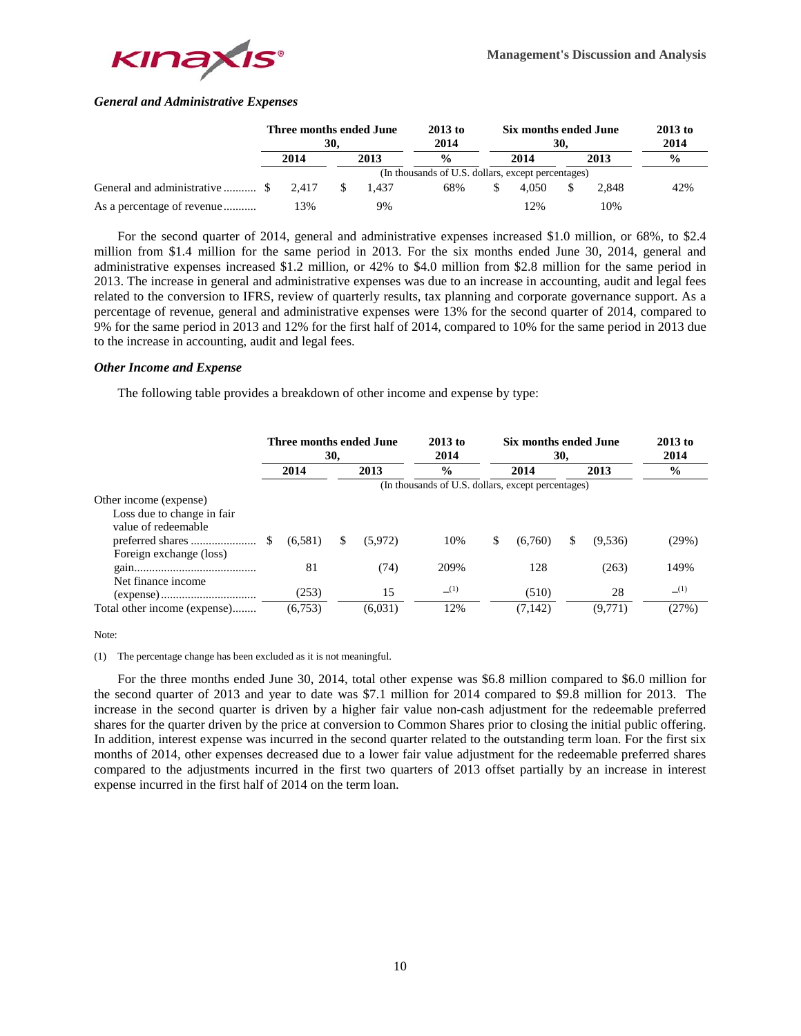### *General and Administrative Expenses*

| | Three months ended June 30, | | 2013 to 2014 | Six months ended June 30, | | 2013 to 2014 |
|---|---|---|---|---|---|---|
| | 2014 | 2013 | % | 2014 | 2013 | % |
| | (In thousands of U.S. dollars, except percentages) | | | | | |
| General and administrative | $ 2,417 | $ 1,437 | 68% | $ 4,050 | $ 2,848 | 42% |
| As a percentage of revenue | 13% | 9% | | 12% | 10% | |

For the second quarter of 2014, general and administrative expenses increased $1.0 million, or 68%, to $2.4 million from $1.4 million for the same period in 2013. For the six months ended June 30, 2014, general and administrative expenses increased $1.2 million, or 42% to $4.0 million from $2.8 million for the same period in 2013. The increase in general and administrative expenses was due to an increase in accounting, audit and legal fees related to the conversion to IFRS, review of quarterly results, tax planning and corporate governance support. As a percentage of revenue, general and administrative expenses were 13% for the second quarter of 2014, compared to 9% for the same period in 2013 and 12% for the first half of 2014, compared to 10% for the same period in 2013 due to the increase in accounting, audit and legal fees.

### *Other Income and Expense*

The following table provides a breakdown of other income and expense by type:

| | Three months ended June 30, | | 2013 to 2014 | Six months ended June 30, | | 2013 to 2014 |
|---|---|---|---|---|---|---|
| | 2014 | 2013 | % | 2014 | 2013 | % |
| | (In thousands of U.S. dollars, except percentages) | | | | | |
| Other income (expense) | | | | | | |
| Loss due to change in fair value of redeemable preferred shares | $ (6,581) | $ (5,972) | 10% | $ (6,760) | $ (9,536) | (29%) |
| Foreign exchange (loss) gain | 81 | (74) | 209% | 128 | (263) | 149% |
| Net finance income (expense) | (253) | 15 | –(1) | (510) | 28 | –(1) |
| Total other income (expense) | (6,753) | (6,031) | 12% | (7,142) | (9,771) | (27%) |

Note:

(1) The percentage change has been excluded as it is not meaningful.

For the three months ended June 30, 2014, total other expense was $6.8 million compared to $6.0 million for the second quarter of 2013 and year to date was $7.1 million for 2014 compared to $9.8 million for 2013. The increase in the second quarter is driven by a higher fair value non-cash adjustment for the redeemable preferred shares for the quarter driven by the price at conversion to Common Shares prior to closing the initial public offering. In addition, interest expense was incurred in the second quarter related to the outstanding term loan. For the first six months of 2014, other expenses decreased due to a lower fair value adjustment for the redeemable preferred shares compared to the adjustments incurred in the first two quarters of 2013 offset partially by an increase in interest expense incurred in the first half of 2014 on the term loan.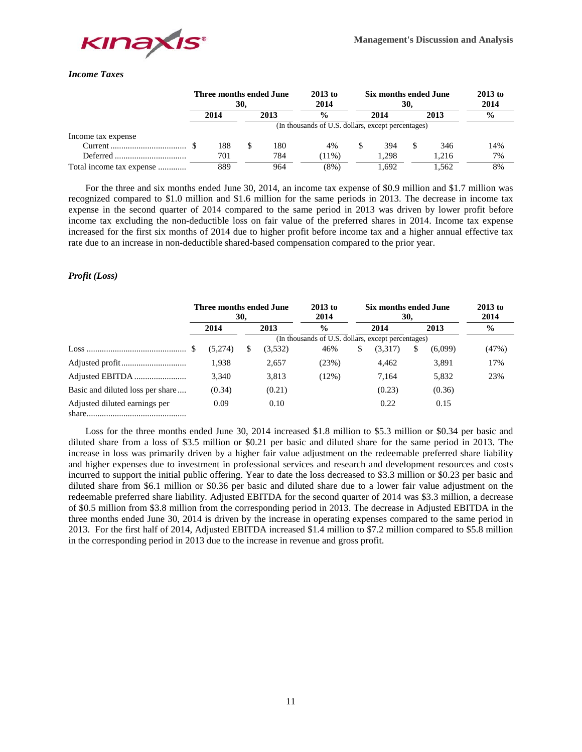### *Income Taxes*

| | Three months ended June 30, | | 2013 to 2014 | Six months ended June 30, | | 2013 to 2014 |
|---|---|---|---|---|---|---|
| | 2014 | 2013 | % | 2014 | 2013 | % |
| | (In thousands of U.S. dollars, except percentages) | | | | | |
| Income tax expense | | | | | | |
| Current | $ 188 | $ 180 | 4% | $ 394 | $ 346 | 14% |
| Deferred | 701 | 784 | (11%) | 1,298 | 1,216 | 7% |
| Total income tax expense | 889 | 964 | (8%) | 1,692 | 1,562 | 8% |

For the three and six months ended June 30, 2014, an income tax expense of $0.9 million and $1.7 million was recognized compared to $1.0 million and $1.6 million for the same periods in 2013. The decrease in income tax expense in the second quarter of 2014 compared to the same period in 2013 was driven by lower profit before income tax excluding the non-deductible loss on fair value of the preferred shares in 2014. Income tax expense increased for the first six months of 2014 due to higher profit before income tax and a higher annual effective tax rate due to an increase in non-deductible shared-based compensation compared to the prior year.

### *Profit (Loss)*

| | Three months ended June 30, | | 2013 to 2014 | Six months ended June 30, | | 2013 to 2014 |
|---|---|---|---|---|---|---|
| | 2014 | 2013 | % | 2014 | 2013 | % |
| | (In thousands of U.S. dollars, except percentages) | | | | | |
| Loss | $ (5,274) | $ (3,532) | 46% | $ (3,317) | $ (6,099) | (47%) |
| Adjusted profit | 1,938 | 2,657 | (23%) | 4,462 | 3,891 | 17% |
| Adjusted EBITDA | 3,340 | 3,813 | (12%) | 7,164 | 5,832 | 23% |
| Basic and diluted loss per share | (0.34) | (0.21) | | (0.23) | (0.36) | |
| Adjusted diluted earnings per share | 0.09 | 0.10 | | 0.22 | 0.15 | |

Loss for the three months ended June 30, 2014 increased $1.8 million to $5.3 million or $0.34 per basic and diluted share from a loss of $3.5 million or $0.21 per basic and diluted share for the same period in 2013. The increase in loss was primarily driven by a higher fair value adjustment on the redeemable preferred share liability and higher expenses due to investment in professional services and research and development resources and costs incurred to support the initial public offering. Year to date the loss decreased to $3.3 million or $0.23 per basic and diluted share from $6.1 million or $0.36 per basic and diluted share due to a lower fair value adjustment on the redeemable preferred share liability. Adjusted EBITDA for the second quarter of 2014 was $3.3 million, a decrease of $0.5 million from $3.8 million from the corresponding period in 2013. The decrease in Adjusted EBITDA in the three months ended June 30, 2014 is driven by the increase in operating expenses compared to the same period in 2013. For the first half of 2014, Adjusted EBITDA increased $1.4 million to $7.2 million compared to $5.8 million in the corresponding period in 2013 due to the increase in revenue and gross profit.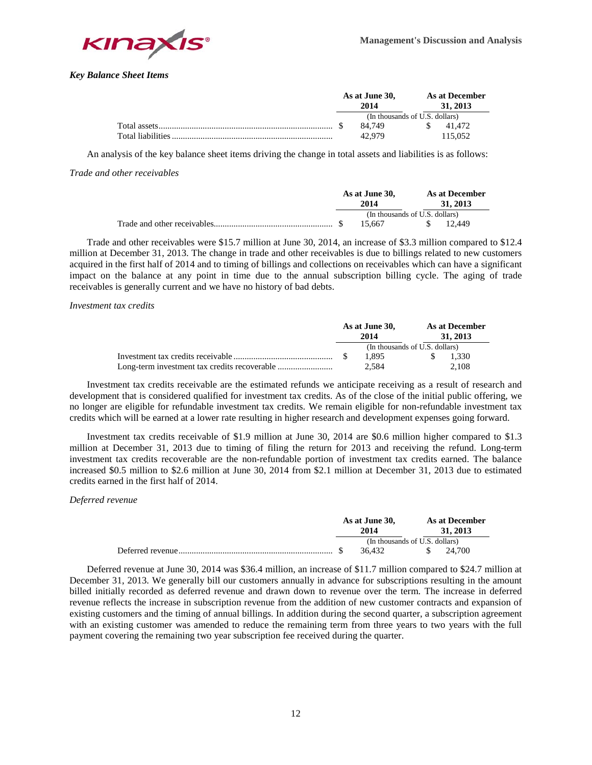### *Key Balance Sheet Items*

| | As at June 30, 2014 | As at December 31, 2013 |
|---|---|---|
| | (In thousands of U.S. dollars) | |
| Total assets | $ 84,749 | $ 41,472 |
| Total liabilities | 42,979 | 115,052 |

An analysis of the key balance sheet items driving the change in total assets and liabilities is as follows:

*Trade and other receivables*

| | As at June 30, 2014 | As at December 31, 2013 |
|---|---|---|
| | (In thousands of U.S. dollars) | |
| Trade and other receivables | $ 15,667 | $ 12,449 |

Trade and other receivables were $15.7 million at June 30, 2014, an increase of $3.3 million compared to $12.4 million at December 31, 2013. The change in trade and other receivables is due to billings related to new customers acquired in the first half of 2014 and to timing of billings and collections on receivables which can have a significant impact on the balance at any point in time due to the annual subscription billing cycle. The aging of trade receivables is generally current and we have no history of bad debts.

*Investment tax credits*

| | As at June 30, 2014 | As at December 31, 2013 |
|---|---|---|
| | (In thousands of U.S. dollars) | |
| Investment tax credits receivable | $ 1,895 | $ 1,330 |
| Long-term investment tax credits recoverable | 2,584 | 2,108 |

Investment tax credits receivable are the estimated refunds we anticipate receiving as a result of research and development that is considered qualified for investment tax credits. As of the close of the initial public offering, we no longer are eligible for refundable investment tax credits. We remain eligible for non-refundable investment tax credits which will be earned at a lower rate resulting in higher research and development expenses going forward.

Investment tax credits receivable of $1.9 million at June 30, 2014 are $0.6 million higher compared to $1.3 million at December 31, 2013 due to timing of filing the return for 2013 and receiving the refund. Long-term investment tax credits recoverable are the non-refundable portion of investment tax credits earned. The balance increased $0.5 million to $2.6 million at June 30, 2014 from $2.1 million at December 31, 2013 due to estimated credits earned in the first half of 2014.

*Deferred revenue*

| | As at June 30, 2014 | As at December 31, 2013 |
|---|---|---|
| | (In thousands of U.S. dollars) | |
| Deferred revenue | $ 36,432 | $ 24,700 |

Deferred revenue at June 30, 2014 was $36.4 million, an increase of $11.7 million compared to $24.7 million at December 31, 2013. We generally bill our customers annually in advance for subscriptions resulting in the amount billed initially recorded as deferred revenue and drawn down to revenue over the term. The increase in deferred revenue reflects the increase in subscription revenue from the addition of new customer contracts and expansion of existing customers and the timing of annual billings. In addition during the second quarter, a subscription agreement with an existing customer was amended to reduce the remaining term from three years to two years with the full payment covering the remaining two year subscription fee received during the quarter.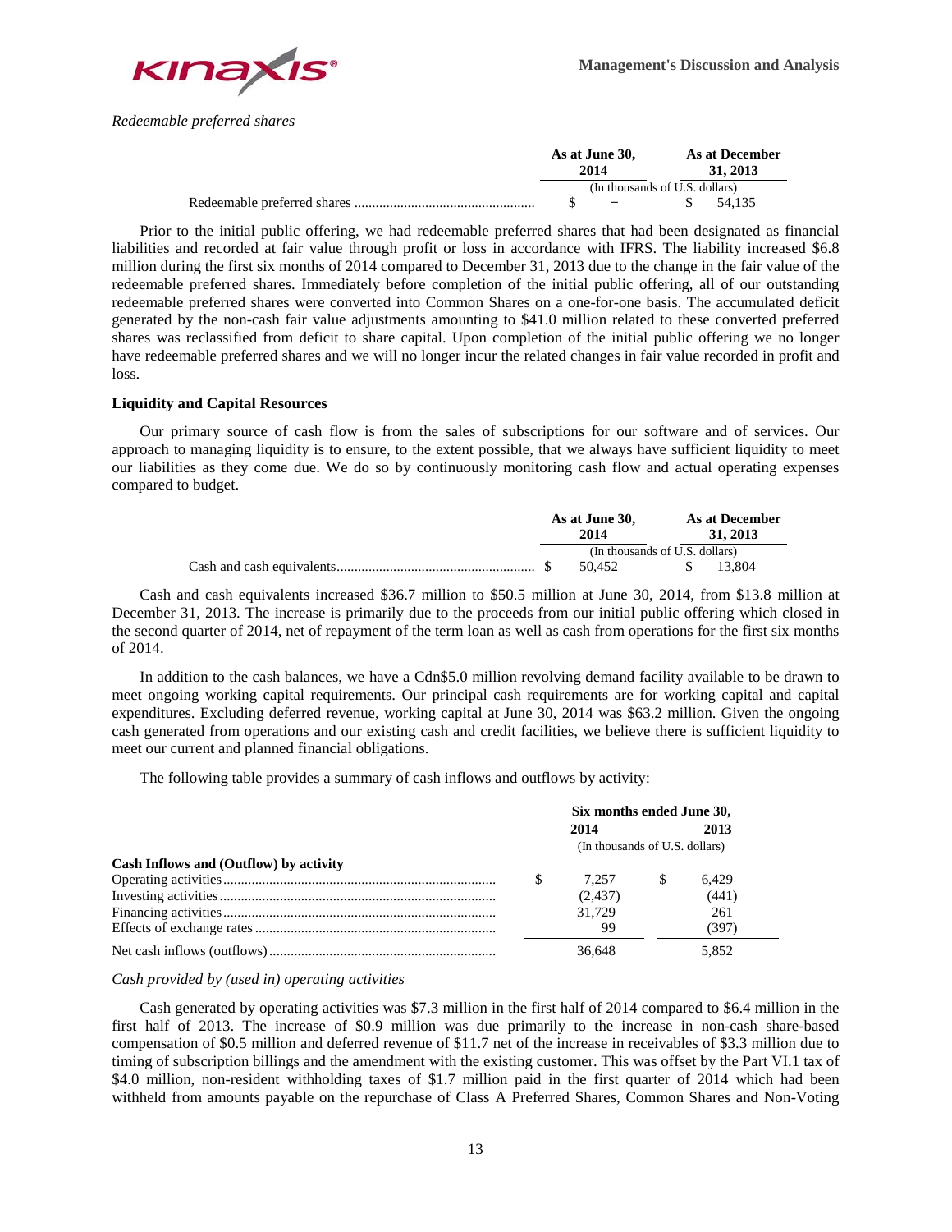*Redeemable preferred shares*

| | As at June 30, 2014 | As at December 31, 2013 |
|---|---|---|
| | (In thousands of U.S. dollars) | |
| Redeemable preferred shares | $ − | $ 54,135 |

Prior to the initial public offering, we had redeemable preferred shares that had been designated as financial liabilities and recorded at fair value through profit or loss in accordance with IFRS. The liability increased $6.8 million during the first six months of 2014 compared to December 31, 2013 due to the change in the fair value of the redeemable preferred shares. Immediately before completion of the initial public offering, all of our outstanding redeemable preferred shares were converted into Common Shares on a one-for-one basis. The accumulated deficit generated by the non-cash fair value adjustments amounting to $41.0 million related to these converted preferred shares was reclassified from deficit to share capital. Upon completion of the initial public offering we no longer have redeemable preferred shares and we will no longer incur the related changes in fair value recorded in profit and loss.

**Liquidity and Capital Resources**

Our primary source of cash flow is from the sales of subscriptions for our software and of services. Our approach to managing liquidity is to ensure, to the extent possible, that we always have sufficient liquidity to meet our liabilities as they come due. We do so by continuously monitoring cash flow and actual operating expenses compared to budget.

| | As at June 30, 2014 | As at December 31, 2013 |
|---|---|---|
| | (In thousands of U.S. dollars) | |
| Cash and cash equivalents | $ 50,452 | $ 13,804 |

Cash and cash equivalents increased $36.7 million to $50.5 million at June 30, 2014, from $13.8 million at December 31, 2013. The increase is primarily due to the proceeds from our initial public offering which closed in the second quarter of 2014, net of repayment of the term loan as well as cash from operations for the first six months of 2014.

In addition to the cash balances, we have a Cdn$5.0 million revolving demand facility available to be drawn to meet ongoing working capital requirements. Our principal cash requirements are for working capital and capital expenditures. Excluding deferred revenue, working capital at June 30, 2014 was $63.2 million. Given the ongoing cash generated from operations and our existing cash and credit facilities, we believe there is sufficient liquidity to meet our current and planned financial obligations.

The following table provides a summary of cash inflows and outflows by activity:

| | Six months ended June 30, | |
|---|---|---|
| | 2014 | 2013 |
| | (In thousands of U.S. dollars) | |
| **Cash Inflows and (Outflow) by activity** | | |
| Operating activities | $ 7,257 | $ 6,429 |
| Investing activities | (2,437) | (441) |
| Financing activities | 31,729 | 261 |
| Effects of exchange rates | 99 | (397) |
| Net cash inflows (outflows) | 36,648 | 5,852 |

*Cash provided by (used in) operating activities*

Cash generated by operating activities was $7.3 million in the first half of 2014 compared to $6.4 million in the first half of 2013. The increase of $0.9 million was due primarily to the increase in non-cash share-based compensation of $0.5 million and deferred revenue of $11.7 net of the increase in receivables of $3.3 million due to timing of subscription billings and the amendment with the existing customer. This was offset by the Part VI.1 tax of $4.0 million, non-resident withholding taxes of $1.7 million paid in the first quarter of 2014 which had been withheld from amounts payable on the repurchase of Class A Preferred Shares, Common Shares and Non-Voting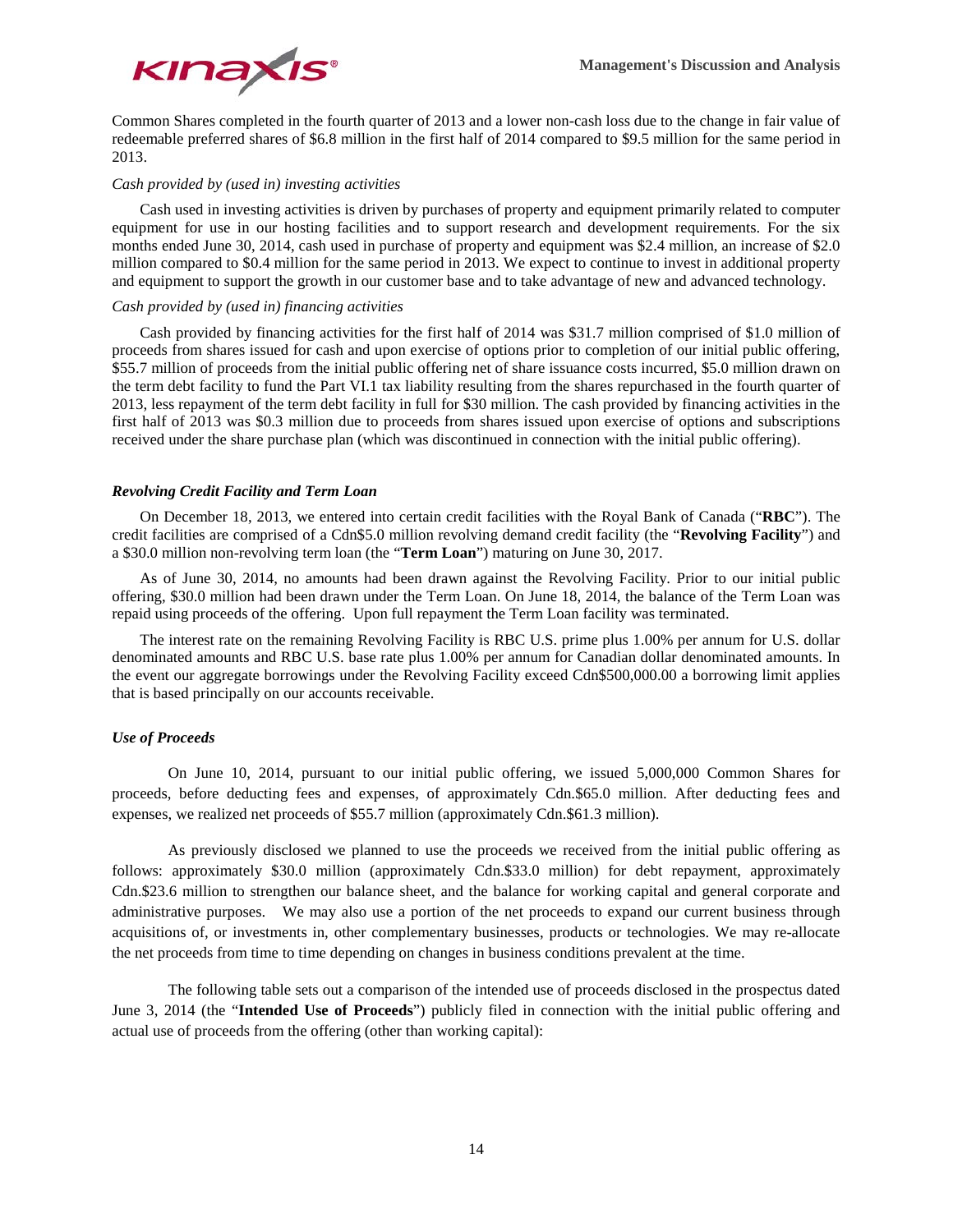Common Shares completed in the fourth quarter of 2013 and a lower non-cash loss due to the change in fair value of redeemable preferred shares of $6.8 million in the first half of 2014 compared to $9.5 million for the same period in 2013.

*Cash provided by (used in) investing activities*

Cash used in investing activities is driven by purchases of property and equipment primarily related to computer equipment for use in our hosting facilities and to support research and development requirements. For the six months ended June 30, 2014, cash used in purchase of property and equipment was $2.4 million, an increase of $2.0 million compared to $0.4 million for the same period in 2013. We expect to continue to invest in additional property and equipment to support the growth in our customer base and to take advantage of new and advanced technology.

*Cash provided by (used in) financing activities*

Cash provided by financing activities for the first half of 2014 was $31.7 million comprised of $1.0 million of proceeds from shares issued for cash and upon exercise of options prior to completion of our initial public offering, $55.7 million of proceeds from the initial public offering net of share issuance costs incurred, $5.0 million drawn on the term debt facility to fund the Part VI.1 tax liability resulting from the shares repurchased in the fourth quarter of 2013, less repayment of the term debt facility in full for $30 million. The cash provided by financing activities in the first half of 2013 was $0.3 million due to proceeds from shares issued upon exercise of options and subscriptions received under the share purchase plan (which was discontinued in connection with the initial public offering).

***Revolving Credit Facility and Term Loan***

On December 18, 2013, we entered into certain credit facilities with the Royal Bank of Canada ("**RBC**"). The credit facilities are comprised of a Cdn$5.0 million revolving demand credit facility (the "**Revolving Facility**") and a $30.0 million non-revolving term loan (the "**Term Loan**") maturing on June 30, 2017.

As of June 30, 2014, no amounts had been drawn against the Revolving Facility. Prior to our initial public offering, $30.0 million had been drawn under the Term Loan. On June 18, 2014, the balance of the Term Loan was repaid using proceeds of the offering. Upon full repayment the Term Loan facility was terminated.

The interest rate on the remaining Revolving Facility is RBC U.S. prime plus 1.00% per annum for U.S. dollar denominated amounts and RBC U.S. base rate plus 1.00% per annum for Canadian dollar denominated amounts. In the event our aggregate borrowings under the Revolving Facility exceed Cdn$500,000.00 a borrowing limit applies that is based principally on our accounts receivable.

***Use of Proceeds***

On June 10, 2014, pursuant to our initial public offering, we issued 5,000,000 Common Shares for proceeds, before deducting fees and expenses, of approximately Cdn.$65.0 million. After deducting fees and expenses, we realized net proceeds of $55.7 million (approximately Cdn.$61.3 million).

As previously disclosed we planned to use the proceeds we received from the initial public offering as follows: approximately $30.0 million (approximately Cdn.$33.0 million) for debt repayment, approximately Cdn.$23.6 million to strengthen our balance sheet, and the balance for working capital and general corporate and administrative purposes. We may also use a portion of the net proceeds to expand our current business through acquisitions of, or investments in, other complementary businesses, products or technologies. We may re-allocate the net proceeds from time to time depending on changes in business conditions prevalent at the time.

The following table sets out a comparison of the intended use of proceeds disclosed in the prospectus dated June 3, 2014 (the "**Intended Use of Proceeds**") publicly filed in connection with the initial public offering and actual use of proceeds from the offering (other than working capital):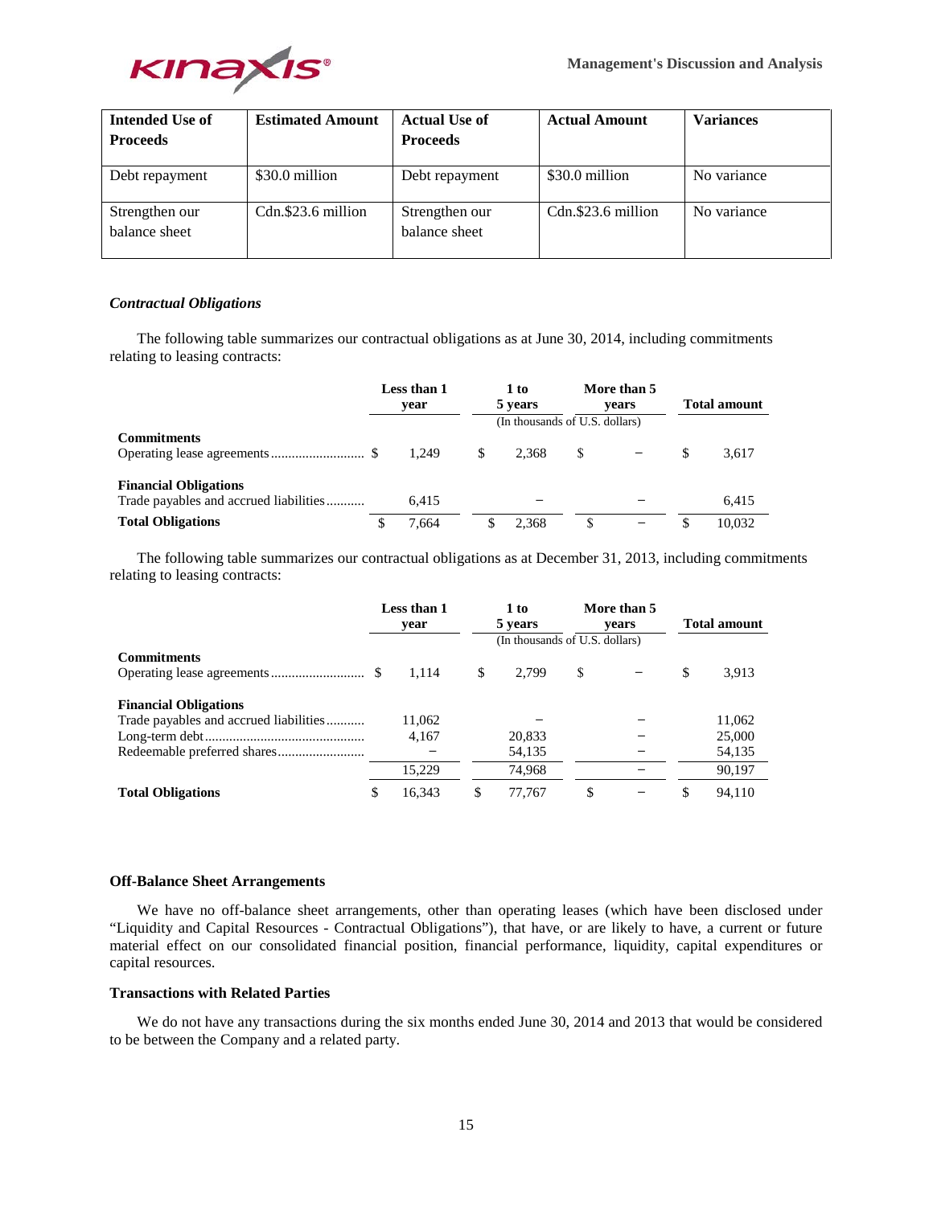| Intended Use of Proceeds | Estimated Amount | Actual Use of Proceeds | Actual Amount | Variances |
|---|---|---|---|---|
| Debt repayment | $30.0 million | Debt repayment | $30.0 million | No variance |
| Strengthen our balance sheet | Cdn.$23.6 million | Strengthen our balance sheet | Cdn.$23.6 million | No variance |

### *Contractual Obligations*

The following table summarizes our contractual obligations as at June 30, 2014, including commitments relating to leasing contracts:

| | Less than 1 year | 1 to 5 years | More than 5 years | Total amount |
|---|---|---|---|---|
| | | (In thousands of U.S. dollars) | | |
| **Commitments** | | | | |
| Operating lease agreements | $ 1,249 | $ 2,368 | $ – | $ 3,617 |
| **Financial Obligations** | | | | |
| Trade payables and accrued liabilities | 6,415 | – | – | 6,415 |
| **Total Obligations** | $ 7,664 | $ 2,368 | $ – | $ 10,032 |

The following table summarizes our contractual obligations as at December 31, 2013, including commitments relating to leasing contracts:

| | Less than 1 year | 1 to 5 years | More than 5 years | Total amount |
|---|---|---|---|---|
| | | (In thousands of U.S. dollars) | | |
| **Commitments** | | | | |
| Operating lease agreements | $ 1,114 | $ 2,799 | $ – | $ 3,913 |
| **Financial Obligations** | | | | |
| Trade payables and accrued liabilities | 11,062 | – | – | 11,062 |
| Long-term debt | 4,167 | 20,833 | – | 25,000 |
| Redeemable preferred shares | – | 54,135 | – | 54,135 |
| | 15,229 | 74,968 | – | 90,197 |
| **Total Obligations** | $ 16,343 | $ 77,767 | $ – | $ 94,110 |

### Off-Balance Sheet Arrangements

We have no off-balance sheet arrangements, other than operating leases (which have been disclosed under "Liquidity and Capital Resources - Contractual Obligations"), that have, or are likely to have, a current or future material effect on our consolidated financial position, financial performance, liquidity, capital expenditures or capital resources.

### Transactions with Related Parties

We do not have any transactions during the six months ended June 30, 2014 and 2013 that would be considered to be between the Company and a related party.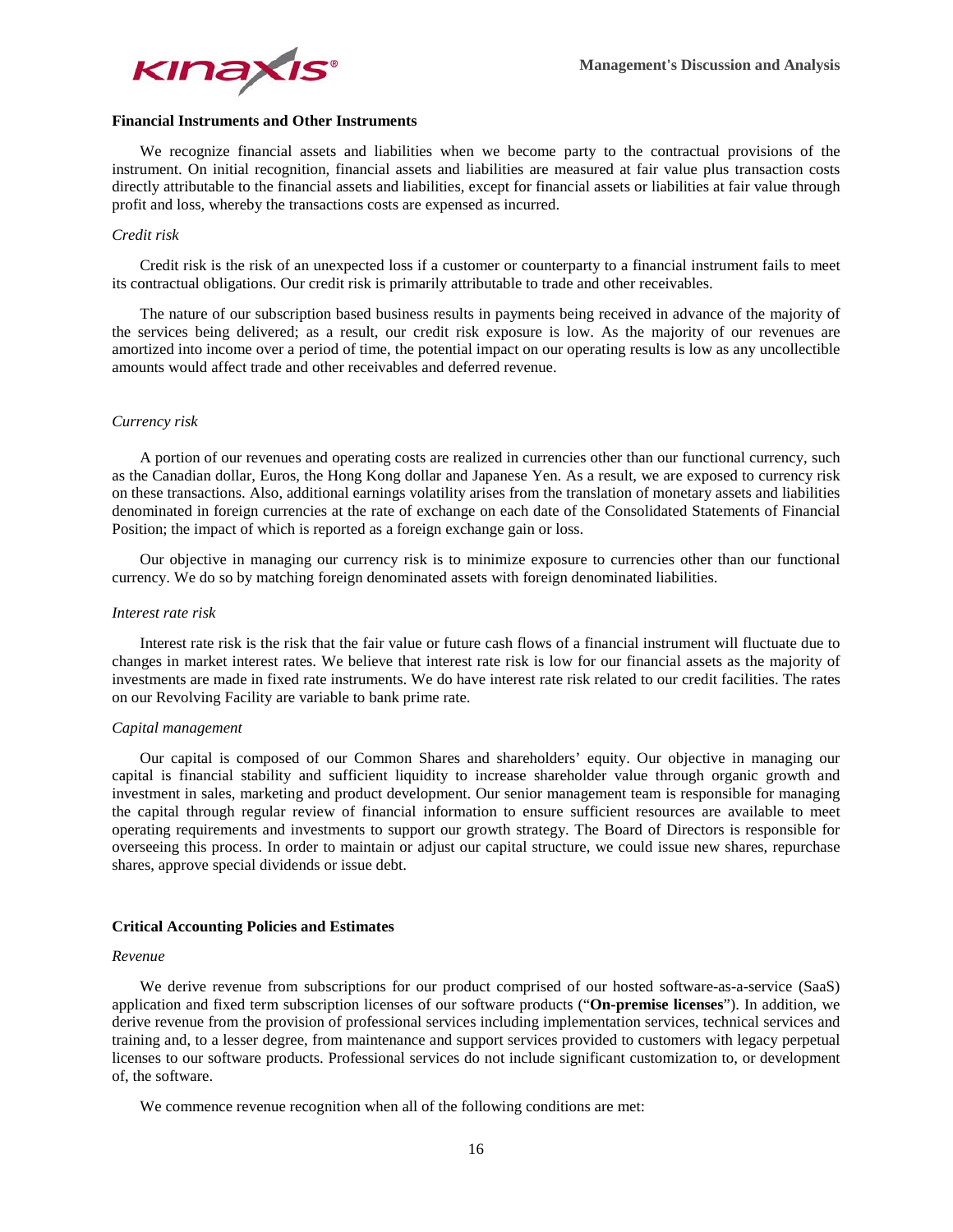**Financial Instruments and Other Instruments**

We recognize financial assets and liabilities when we become party to the contractual provisions of the instrument. On initial recognition, financial assets and liabilities are measured at fair value plus transaction costs directly attributable to the financial assets and liabilities, except for financial assets or liabilities at fair value through profit and loss, whereby the transactions costs are expensed as incurred.

*Credit risk*

Credit risk is the risk of an unexpected loss if a customer or counterparty to a financial instrument fails to meet its contractual obligations. Our credit risk is primarily attributable to trade and other receivables.

The nature of our subscription based business results in payments being received in advance of the majority of the services being delivered; as a result, our credit risk exposure is low. As the majority of our revenues are amortized into income over a period of time, the potential impact on our operating results is low as any uncollectible amounts would affect trade and other receivables and deferred revenue.

*Currency risk*

A portion of our revenues and operating costs are realized in currencies other than our functional currency, such as the Canadian dollar, Euros, the Hong Kong dollar and Japanese Yen. As a result, we are exposed to currency risk on these transactions. Also, additional earnings volatility arises from the translation of monetary assets and liabilities denominated in foreign currencies at the rate of exchange on each date of the Consolidated Statements of Financial Position; the impact of which is reported as a foreign exchange gain or loss.

Our objective in managing our currency risk is to minimize exposure to currencies other than our functional currency. We do so by matching foreign denominated assets with foreign denominated liabilities.

*Interest rate risk*

Interest rate risk is the risk that the fair value or future cash flows of a financial instrument will fluctuate due to changes in market interest rates. We believe that interest rate risk is low for our financial assets as the majority of investments are made in fixed rate instruments. We do have interest rate risk related to our credit facilities. The rates on our Revolving Facility are variable to bank prime rate.

*Capital management*

Our capital is composed of our Common Shares and shareholders' equity. Our objective in managing our capital is financial stability and sufficient liquidity to increase shareholder value through organic growth and investment in sales, marketing and product development. Our senior management team is responsible for managing the capital through regular review of financial information to ensure sufficient resources are available to meet operating requirements and investments to support our growth strategy. The Board of Directors is responsible for overseeing this process. In order to maintain or adjust our capital structure, we could issue new shares, repurchase shares, approve special dividends or issue debt.

**Critical Accounting Policies and Estimates**

*Revenue*

We derive revenue from subscriptions for our product comprised of our hosted software-as-a-service (SaaS) application and fixed term subscription licenses of our software products ("**On-premise licenses**"). In addition, we derive revenue from the provision of professional services including implementation services, technical services and training and, to a lesser degree, from maintenance and support services provided to customers with legacy perpetual licenses to our software products. Professional services do not include significant customization to, or development of, the software.

We commence revenue recognition when all of the following conditions are met: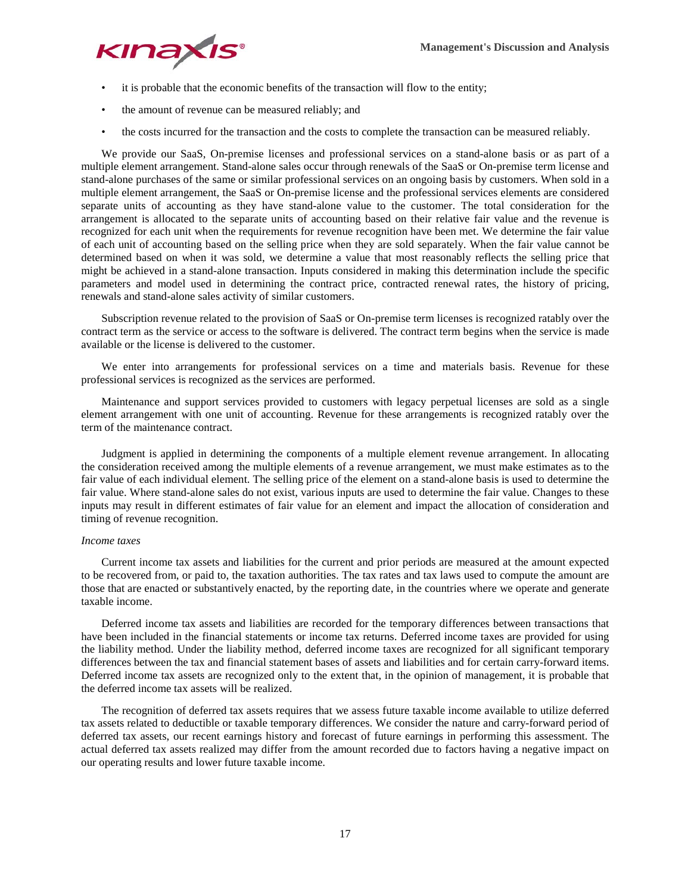- it is probable that the economic benefits of the transaction will flow to the entity;
- the amount of revenue can be measured reliably; and
- the costs incurred for the transaction and the costs to complete the transaction can be measured reliably.

We provide our SaaS, On-premise licenses and professional services on a stand-alone basis or as part of a multiple element arrangement. Stand-alone sales occur through renewals of the SaaS or On-premise term license and stand-alone purchases of the same or similar professional services on an ongoing basis by customers. When sold in a multiple element arrangement, the SaaS or On-premise license and the professional services elements are considered separate units of accounting as they have stand-alone value to the customer. The total consideration for the arrangement is allocated to the separate units of accounting based on their relative fair value and the revenue is recognized for each unit when the requirements for revenue recognition have been met. We determine the fair value of each unit of accounting based on the selling price when they are sold separately. When the fair value cannot be determined based on when it was sold, we determine a value that most reasonably reflects the selling price that might be achieved in a stand-alone transaction. Inputs considered in making this determination include the specific parameters and model used in determining the contract price, contracted renewal rates, the history of pricing, renewals and stand-alone sales activity of similar customers.

Subscription revenue related to the provision of SaaS or On-premise term licenses is recognized ratably over the contract term as the service or access to the software is delivered. The contract term begins when the service is made available or the license is delivered to the customer.

We enter into arrangements for professional services on a time and materials basis. Revenue for these professional services is recognized as the services are performed.

Maintenance and support services provided to customers with legacy perpetual licenses are sold as a single element arrangement with one unit of accounting. Revenue for these arrangements is recognized ratably over the term of the maintenance contract.

Judgment is applied in determining the components of a multiple element revenue arrangement. In allocating the consideration received among the multiple elements of a revenue arrangement, we must make estimates as to the fair value of each individual element. The selling price of the element on a stand-alone basis is used to determine the fair value. Where stand-alone sales do not exist, various inputs are used to determine the fair value. Changes to these inputs may result in different estimates of fair value for an element and impact the allocation of consideration and timing of revenue recognition.

*Income taxes*

Current income tax assets and liabilities for the current and prior periods are measured at the amount expected to be recovered from, or paid to, the taxation authorities. The tax rates and tax laws used to compute the amount are those that are enacted or substantively enacted, by the reporting date, in the countries where we operate and generate taxable income.

Deferred income tax assets and liabilities are recorded for the temporary differences between transactions that have been included in the financial statements or income tax returns. Deferred income taxes are provided for using the liability method. Under the liability method, deferred income taxes are recognized for all significant temporary differences between the tax and financial statement bases of assets and liabilities and for certain carry-forward items. Deferred income tax assets are recognized only to the extent that, in the opinion of management, it is probable that the deferred income tax assets will be realized.

The recognition of deferred tax assets requires that we assess future taxable income available to utilize deferred tax assets related to deductible or taxable temporary differences. We consider the nature and carry-forward period of deferred tax assets, our recent earnings history and forecast of future earnings in performing this assessment. The actual deferred tax assets realized may differ from the amount recorded due to factors having a negative impact on our operating results and lower future taxable income.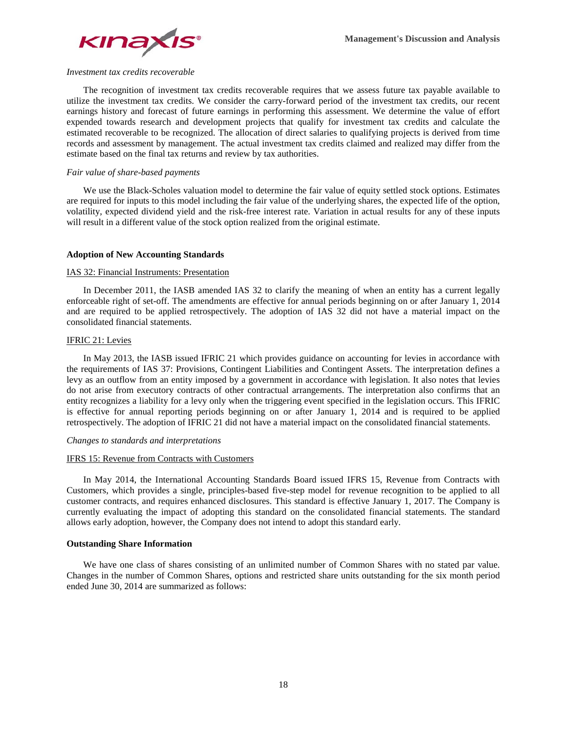*Investment tax credits recoverable*

The recognition of investment tax credits recoverable requires that we assess future tax payable available to utilize the investment tax credits. We consider the carry-forward period of the investment tax credits, our recent earnings history and forecast of future earnings in performing this assessment. We determine the value of effort expended towards research and development projects that qualify for investment tax credits and calculate the estimated recoverable to be recognized. The allocation of direct salaries to qualifying projects is derived from time records and assessment by management. The actual investment tax credits claimed and realized may differ from the estimate based on the final tax returns and review by tax authorities.

*Fair value of share-based payments*

We use the Black-Scholes valuation model to determine the fair value of equity settled stock options. Estimates are required for inputs to this model including the fair value of the underlying shares, the expected life of the option, volatility, expected dividend yield and the risk-free interest rate. Variation in actual results for any of these inputs will result in a different value of the stock option realized from the original estimate.

**Adoption of New Accounting Standards**

IAS 32: Financial Instruments: Presentation

In December 2011, the IASB amended IAS 32 to clarify the meaning of when an entity has a current legally enforceable right of set-off. The amendments are effective for annual periods beginning on or after January 1, 2014 and are required to be applied retrospectively. The adoption of IAS 32 did not have a material impact on the consolidated financial statements.

IFRIC 21: Levies

In May 2013, the IASB issued IFRIC 21 which provides guidance on accounting for levies in accordance with the requirements of IAS 37: Provisions, Contingent Liabilities and Contingent Assets. The interpretation defines a levy as an outflow from an entity imposed by a government in accordance with legislation. It also notes that levies do not arise from executory contracts of other contractual arrangements. The interpretation also confirms that an entity recognizes a liability for a levy only when the triggering event specified in the legislation occurs. This IFRIC is effective for annual reporting periods beginning on or after January 1, 2014 and is required to be applied retrospectively. The adoption of IFRIC 21 did not have a material impact on the consolidated financial statements.

*Changes to standards and interpretations*

IFRS 15: Revenue from Contracts with Customers

In May 2014, the International Accounting Standards Board issued IFRS 15, Revenue from Contracts with Customers, which provides a single, principles-based five-step model for revenue recognition to be applied to all customer contracts, and requires enhanced disclosures. This standard is effective January 1, 2017. The Company is currently evaluating the impact of adopting this standard on the consolidated financial statements. The standard allows early adoption, however, the Company does not intend to adopt this standard early.

**Outstanding Share Information**

We have one class of shares consisting of an unlimited number of Common Shares with no stated par value. Changes in the number of Common Shares, options and restricted share units outstanding for the six month period ended June 30, 2014 are summarized as follows: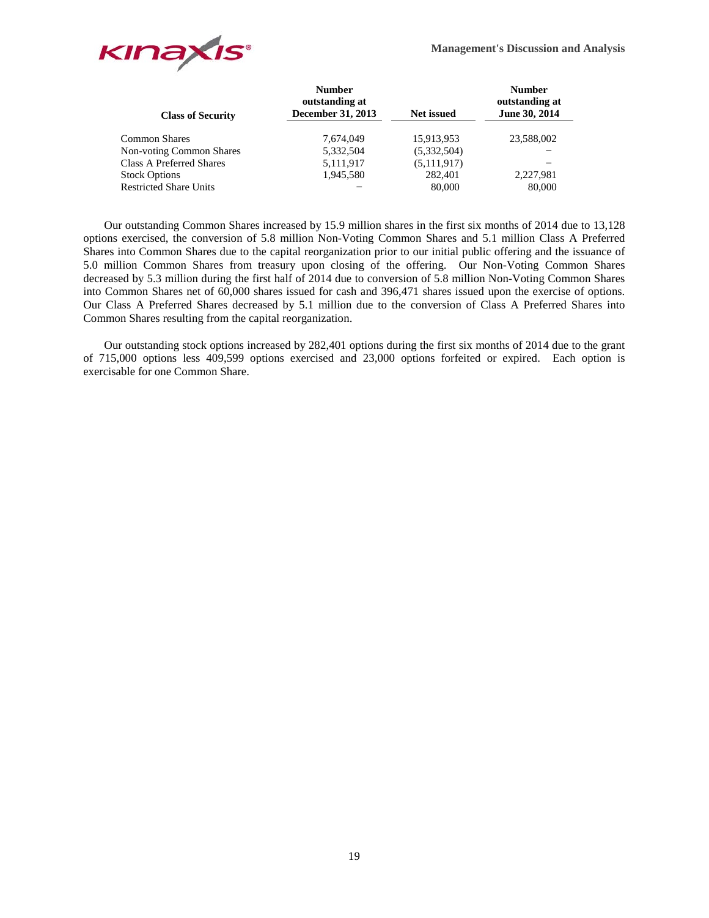| Class of Security | Number outstanding at December 31, 2013 | Net issued | Number outstanding at June 30, 2014 |
|---|---|---|---|
| Common Shares | 7,674,049 | 15,913,953 | 23,588,002 |
| Non-voting Common Shares | 5,332,504 | (5,332,504) | – |
| Class A Preferred Shares | 5,111,917 | (5,111,917) | – |
| Stock Options | 1,945,580 | 282,401 | 2,227,981 |
| Restricted Share Units | – | 80,000 | 80,000 |

Our outstanding Common Shares increased by 15.9 million shares in the first six months of 2014 due to 13,128 options exercised, the conversion of 5.8 million Non-Voting Common Shares and 5.1 million Class A Preferred Shares into Common Shares due to the capital reorganization prior to our initial public offering and the issuance of 5.0 million Common Shares from treasury upon closing of the offering. Our Non-Voting Common Shares decreased by 5.3 million during the first half of 2014 due to conversion of 5.8 million Non-Voting Common Shares into Common Shares net of 60,000 shares issued for cash and 396,471 shares issued upon the exercise of options. Our Class A Preferred Shares decreased by 5.1 million due to the conversion of Class A Preferred Shares into Common Shares resulting from the capital reorganization.

Our outstanding stock options increased by 282,401 options during the first six months of 2014 due to the grant of 715,000 options less 409,599 options exercised and 23,000 options forfeited or expired. Each option is exercisable for one Common Share.